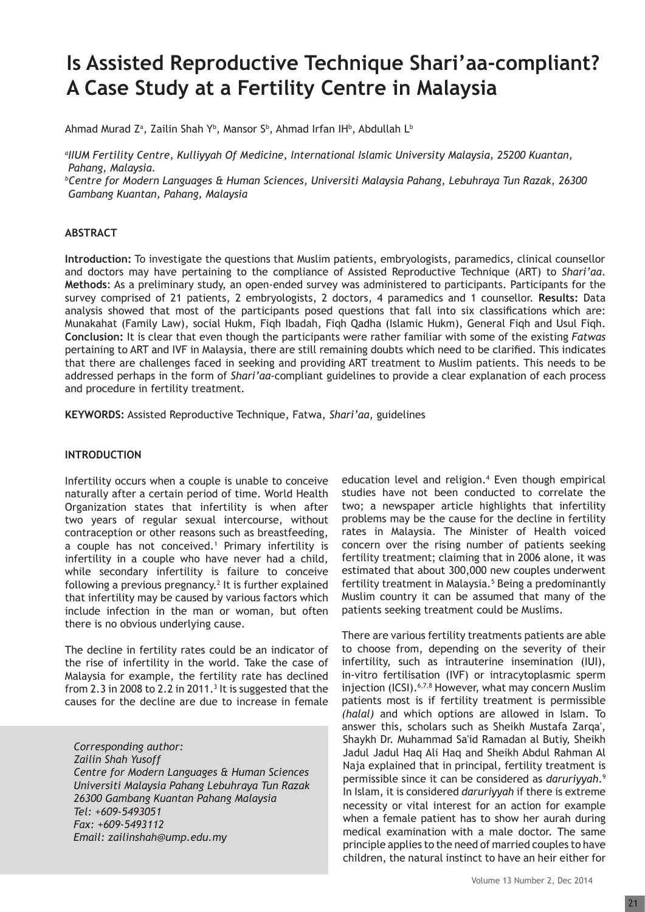# Is Assisted Reproductive Technique Shari'aa-compliant? A Case Study at a Fertility Centre in Malaysia

Ahmad Murad Z[a], Zailin Shah Y[b], Mansor S[b], Ahmad Irfan IH[b], Abdullah L[b]

[a]*IIUM Fertility Centre, Kulliyyah Of Medicine, International Islamic University Malaysia, 25200 Kuantan, Pahang, Malaysia.*

[b]*Centre for Modern Languages & Human Sciences, Universiti Malaysia Pahang, Lebuhraya Tun Razak, 26300 Gambang Kuantan, Pahang, Malaysia*

### ABSTRACT

**Introduction:** To investigate the questions that Muslim patients, embryologists, paramedics, clinical counsellor and doctors may have pertaining to the compliance of Assisted Reproductive Technique (ART) to *Shari'aa*. **Methods**: As a preliminary study, an open-ended survey was administered to participants. Participants for the survey comprised of 21 patients, 2 embryologists, 2 doctors, 4 paramedics and 1 counsellor. **Results:** Data analysis showed that most of the participants posed questions that fall into six classifications which are: Munakahat (Family Law), social Hukm, Fiqh Ibadah, Fiqh Qadha (Islamic Hukm), General Fiqh and Usul Fiqh. **Conclusion:** It is clear that even though the participants were rather familiar with some of the existing *Fatwas* pertaining to ART and IVF in Malaysia, there are still remaining doubts which need to be clarified. This indicates that there are challenges faced in seeking and providing ART treatment to Muslim patients. This needs to be addressed perhaps in the form of *Shari'aa*-compliant guidelines to provide a clear explanation of each process and procedure in fertility treatment.

**KEYWORDS:** Assisted Reproductive Technique, Fatwa, *Shari'aa*, guidelines

### INTRODUCTION

Infertility occurs when a couple is unable to conceive naturally after a certain period of time. World Health Organization states that infertility is when after two years of regular sexual intercourse, without contraception or other reasons such as breastfeeding, a couple has not conceived.[1] Primary infertility is infertility in a couple who have never had a child, while secondary infertility is failure to conceive following a previous pregnancy.[2] It is further explained that infertility may be caused by various factors which include infection in the man or woman, but often there is no obvious underlying cause.

The decline in fertility rates could be an indicator of the rise of infertility in the world. Take the case of Malaysia for example, the fertility rate has declined from 2.3 in 2008 to 2.2 in 2011.[3] It is suggested that the causes for the decline are due to increase in female education level and religion.[4] Even though empirical studies have not been conducted to correlate the two; a newspaper article highlights that infertility problems may be the cause for the decline in fertility rates in Malaysia. The Minister of Health voiced concern over the rising number of patients seeking fertility treatment; claiming that in 2006 alone, it was estimated that about 300,000 new couples underwent fertility treatment in Malaysia.[5] Being a predominantly Muslim country it can be assumed that many of the patients seeking treatment could be Muslims.

There are various fertility treatments patients are able to choose from, depending on the severity of their infertility, such as intrauterine insemination (IUI), in-vitro fertilisation (IVF) or intracytoplasmic sperm injection (ICSI).[6,7,8] However, what may concern Muslim patients most is if fertility treatment is permissible *(halal)* and which options are allowed in Islam. To answer this, scholars such as Sheikh Mustafa Zarqa', Shaykh Dr. Muhammad Sa'id Ramadan al Butiy, Sheikh Jadul Jadul Haq Ali Haq and Sheikh Abdul Rahman Al Naja explained that in principal, fertility treatment is permissible since it can be considered as *daruriyyah*.[9] In Islam, it is considered *daruriyyah* if there is extreme necessity or vital interest for an action for example when a female patient has to show her aurah during medical examination with a male doctor. The same principle applies to the need of married couples to have children, the natural instinct to have an heir either for

*Corresponding author:*
*Zailin Shah Yusoff*
*Centre for Modern Languages & Human Sciences*
*Universiti Malaysia Pahang Lebuhraya Tun Razak*
*26300 Gambang Kuantan Pahang Malaysia*
*Tel: +609-5493051*
*Fax: +609-5493112*
*Email: zailinshah@ump.edu.my*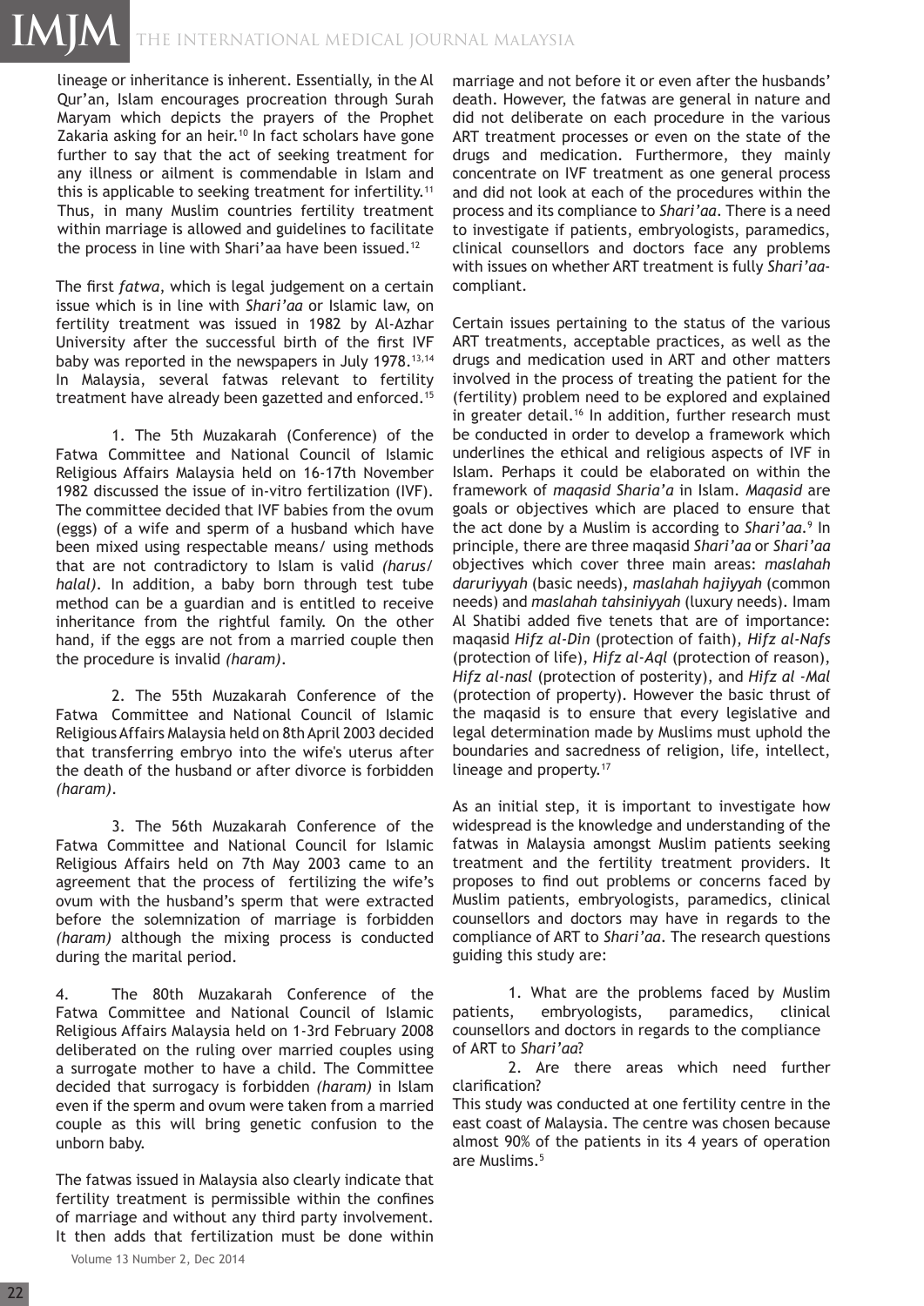lineage or inheritance is inherent. Essentially, in the Al Qur'an, Islam encourages procreation through Surah Maryam which depicts the prayers of the Prophet Zakaria asking for an heir.[10] In fact scholars have gone further to say that the act of seeking treatment for any illness or ailment is commendable in Islam and this is applicable to seeking treatment for infertility.[11] Thus, in many Muslim countries fertility treatment within marriage is allowed and guidelines to facilitate the process in line with Shari'aa have been issued.[12]

The first *fatwa*, which is legal judgement on a certain issue which is in line with *Shari'aa* or Islamic law, on fertility treatment was issued in 1982 by Al-Azhar University after the successful birth of the first IVF baby was reported in the newspapers in July 1978.[13,14] In Malaysia, several fatwas relevant to fertility treatment have already been gazetted and enforced.[15]

1. The 5th Muzakarah (Conference) of the Fatwa Committee and National Council of Islamic Religious Affairs Malaysia held on 16-17th November 1982 discussed the issue of in-vitro fertilization (IVF). The committee decided that IVF babies from the ovum (eggs) of a wife and sperm of a husband which have been mixed using respectable means/ using methods that are not contradictory to Islam is valid *(harus/ halal)*. In addition, a baby born through test tube method can be a guardian and is entitled to receive inheritance from the rightful family. On the other hand, if the eggs are not from a married couple then the procedure is invalid *(haram)*.

2. The 55th Muzakarah Conference of the Fatwa Committee and National Council of Islamic Religious Affairs Malaysia held on 8th April 2003 decided that transferring embryo into the wife's uterus after the death of the husband or after divorce is forbidden *(haram)*.

3. The 56th Muzakarah Conference of the Fatwa Committee and National Council for Islamic Religious Affairs held on 7th May 2003 came to an agreement that the process of fertilizing the wife's ovum with the husband's sperm that were extracted before the solemnization of marriage is forbidden *(haram)* although the mixing process is conducted during the marital period.

4. The 80th Muzakarah Conference of the Fatwa Committee and National Council of Islamic Religious Affairs Malaysia held on 1-3rd February 2008 deliberated on the ruling over married couples using a surrogate mother to have a child. The Committee decided that surrogacy is forbidden *(haram)* in Islam even if the sperm and ovum were taken from a married couple as this will bring genetic confusion to the unborn baby.

The fatwas issued in Malaysia also clearly indicate that fertility treatment is permissible within the confines of marriage and without any third party involvement. It then adds that fertilization must be done within marriage and not before it or even after the husbands' death. However, the fatwas are general in nature and did not deliberate on each procedure in the various ART treatment processes or even on the state of the drugs and medication. Furthermore, they mainly concentrate on IVF treatment as one general process and did not look at each of the procedures within the process and its compliance to *Shari'aa*. There is a need to investigate if patients, embryologists, paramedics, clinical counsellors and doctors face any problems with issues on whether ART treatment is fully *Shari'aa*-compliant.

Certain issues pertaining to the status of the various ART treatments, acceptable practices, as well as the drugs and medication used in ART and other matters involved in the process of treating the patient for the (fertility) problem need to be explored and explained in greater detail.[16] In addition, further research must be conducted in order to develop a framework which underlines the ethical and religious aspects of IVF in Islam. Perhaps it could be elaborated on within the framework of *maqasid Sharia'a* in Islam. *Maqasid* are goals or objectives which are placed to ensure that the act done by a Muslim is according to *Shari'aa*.[9] In principle, there are three maqasid *Shari'aa* or *Shari'aa* objectives which cover three main areas: *maslahah daruriyyah* (basic needs), *maslahah hajiyyah* (common needs) and *maslahah tahsiniyyah* (luxury needs). Imam Al Shatibi added five tenets that are of importance: maqasid *Hifz al-Din* (protection of faith), *Hifz al-Nafs* (protection of life), *Hifz al-Aql* (protection of reason), *Hifz al-nasl* (protection of posterity), and *Hifz al -Mal* (protection of property). However the basic thrust of the maqasid is to ensure that every legislative and legal determination made by Muslims must uphold the boundaries and sacredness of religion, life, intellect, lineage and property.[17]

As an initial step, it is important to investigate how widespread is the knowledge and understanding of the fatwas in Malaysia amongst Muslim patients seeking treatment and the fertility treatment providers. It proposes to find out problems or concerns faced by Muslim patients, embryologists, paramedics, clinical counsellors and doctors may have in regards to the compliance of ART to *Shari'aa*. The research questions guiding this study are:

1. What are the problems faced by Muslim patients, embryologists, paramedics, clinical counsellors and doctors in regards to the compliance of ART to *Shari'aa*?
2. Are there areas which need further clarification?

This study was conducted at one fertility centre in the east coast of Malaysia. The centre was chosen because almost 90% of the patients in its 4 years of operation are Muslims.[5]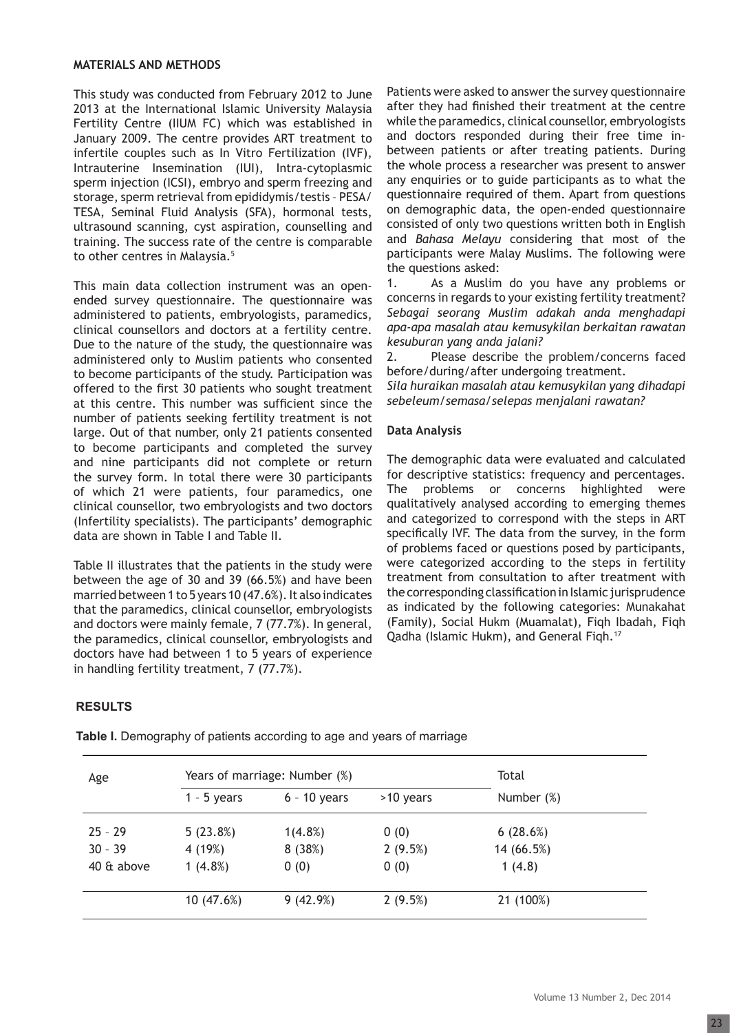## MATERIALS AND METHODS

This study was conducted from February 2012 to June 2013 at the International Islamic University Malaysia Fertility Centre (IIUM FC) which was established in January 2009. The centre provides ART treatment to infertile couples such as In Vitro Fertilization (IVF), Intrauterine Insemination (IUI), Intra-cytoplasmic sperm injection (ICSI), embryo and sperm freezing and storage, sperm retrieval from epididymis/testis – PESA/TESA, Seminal Fluid Analysis (SFA), hormonal tests, ultrasound scanning, cyst aspiration, counselling and training. The success rate of the centre is comparable to other centres in Malaysia.[5]

This main data collection instrument was an open-ended survey questionnaire. The questionnaire was administered to patients, embryologists, paramedics, clinical counsellors and doctors at a fertility centre. Due to the nature of the study, the questionnaire was administered only to Muslim patients who consented to become participants of the study. Participation was offered to the first 30 patients who sought treatment at this centre. This number was sufficient since the number of patients seeking fertility treatment is not large. Out of that number, only 21 patients consented to become participants and completed the survey and nine participants did not complete or return the survey form. In total there were 30 participants of which 21 were patients, four paramedics, one clinical counsellor, two embryologists and two doctors (Infertility specialists). The participants' demographic data are shown in Table I and Table II.

Table II illustrates that the patients in the study were between the age of 30 and 39 (66.5%) and have been married between 1 to 5 years 10 (47.6%). It also indicates that the paramedics, clinical counsellor, embryologists and doctors were mainly female, 7 (77.7%). In general, the paramedics, clinical counsellor, embryologists and doctors have had between 1 to 5 years of experience in handling fertility treatment, 7 (77.7%).

Patients were asked to answer the survey questionnaire after they had finished their treatment at the centre while the paramedics, clinical counsellor, embryologists and doctors responded during their free time in-between patients or after treating patients. During the whole process a researcher was present to answer any enquiries or to guide participants as to what the questionnaire required of them. Apart from questions on demographic data, the open-ended questionnaire consisted of only two questions written both in English and *Bahasa Melayu* considering that most of the participants were Malay Muslims. The following were the questions asked:

1. As a Muslim do you have any problems or concerns in regards to your existing fertility treatment? *Sebagai seorang Muslim adakah anda menghadapi apa-apa masalah atau kemusykilan berkaitan rawatan kesuburan yang anda jalani?*
2. Please describe the problem/concerns faced before/during/after undergoing treatment. *Sila huraikan masalah atau kemusykilan yang dihadapi sebeleum/semasa/selepas menjalani rawatan?*

### Data Analysis

The demographic data were evaluated and calculated for descriptive statistics: frequency and percentages. The problems or concerns highlighted were qualitatively analysed according to emerging themes and categorized to correspond with the steps in ART specifically IVF. The data from the survey, in the form of problems faced or questions posed by participants, were categorized according to the steps in fertility treatment from consultation to after treatment with the corresponding classification in Islamic jurisprudence as indicated by the following categories: Munakahat (Family), Social Hukm (Muamalat), Fiqh Ibadah, Fiqh Qadha (Islamic Hukm), and General Fiqh.[17]

## RESULTS

**Table I.** Demography of patients according to age and years of marriage

| Age | Years of marriage: Number (%) | | | Total |
|---|---|---|---|---|
| | 1 – 5 years | 6 – 10 years | >10 years | Number (%) |
| 25 – 29 | 5 (23.8%) | 1(4.8%) | 0 (0) | 6 (28.6%) |
| 30 – 39 | 4 (19%) | 8 (38%) | 2 (9.5%) | 14 (66.5%) |
| 40 & above | 1 (4.8%) | 0 (0) | 0 (0) | 1 (4.8) |
| | 10 (47.6%) | 9 (42.9%) | 2 (9.5%) | 21 (100%) |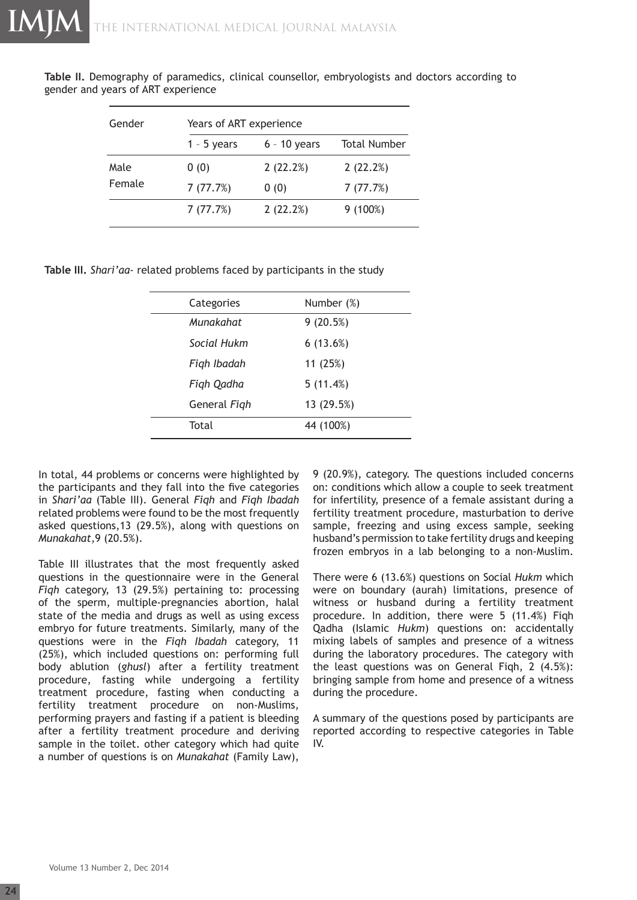**Table II.** Demography of paramedics, clinical counsellor, embryologists and doctors according to gender and years of ART experience

| Gender | Years of ART experience | | |
|---|---|---|---|
| | 1 – 5 years | 6 – 10 years | Total Number |
| Male | 0 (0) | 2 (22.2%) | 2 (22.2%) |
| Female | 7 (77.7%) | 0 (0) | 7 (77.7%) |
| | 7 (77.7%) | 2 (22.2%) | 9 (100%) |

**Table III.** *Shari'aa*- related problems faced by participants in the study

| Categories | Number (%) |
|---|---|
| *Munakahat* | 9 (20.5%) |
| *Social Hukm* | 6 (13.6%) |
| *Fiqh Ibadah* | 11 (25%) |
| *Fiqh Qadha* | 5 (11.4%) |
| General *Fiqh* | 13 (29.5%) |
| Total | 44 (100%) |

In total, 44 problems or concerns were highlighted by the participants and they fall into the five categories in *Shari'aa* (Table III). General *Fiqh* and *Fiqh Ibadah* related problems were found to be the most frequently asked questions,13 (29.5%), along with questions on *Munakahat*,9 (20.5%).

Table III illustrates that the most frequently asked questions in the questionnaire were in the General *Fiqh* category, 13 (29.5%) pertaining to: processing of the sperm, multiple-pregnancies abortion, halal state of the media and drugs as well as using excess embryo for future treatments. Similarly, many of the questions were in the *Fiqh Ibadah* category, 11 (25%), which included questions on: performing full body ablution (*ghusl*) after a fertility treatment procedure, fasting while undergoing a fertility treatment procedure, fasting when conducting a fertility treatment procedure on non-Muslims, performing prayers and fasting if a patient is bleeding after a fertility treatment procedure and deriving sample in the toilet. other category which had quite a number of questions is on *Munakahat* (Family Law), 9 (20.9%), category. The questions included concerns on: conditions which allow a couple to seek treatment for infertility, presence of a female assistant during a fertility treatment procedure, masturbation to derive sample, freezing and using excess sample, seeking husband's permission to take fertility drugs and keeping frozen embryos in a lab belonging to a non-Muslim.

There were 6 (13.6%) questions on Social *Hukm* which were on boundary (aurah) limitations, presence of witness or husband during a fertility treatment procedure. In addition, there were 5 (11.4%) Fiqh Qadha (Islamic *Hukm*) questions on: accidentally mixing labels of samples and presence of a witness during the laboratory procedures. The category with the least questions was on General Fiqh, 2 (4.5%): bringing sample from home and presence of a witness during the procedure.

A summary of the questions posed by participants are reported according to respective categories in Table IV.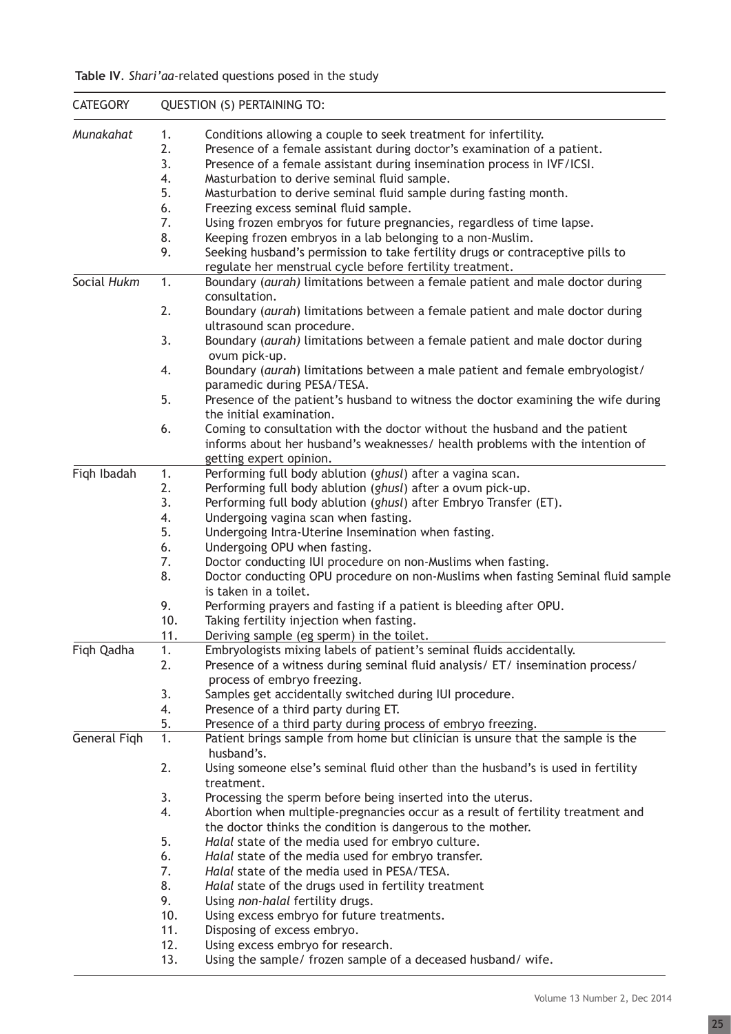**Table IV**. *Shari'aa*-related questions posed in the study

| CATEGORY | | QUESTION (S) PERTAINING TO: |
|---|---|---|
| *Munakahat* | 1. | Conditions allowing a couple to seek treatment for infertility. |
| | 2. | Presence of a female assistant during doctor's examination of a patient. |
| | 3. | Presence of a female assistant during insemination process in IVF/ICSI. |
| | 4. | Masturbation to derive seminal fluid sample. |
| | 5. | Masturbation to derive seminal fluid sample during fasting month. |
| | 6. | Freezing excess seminal fluid sample. |
| | 7. | Using frozen embryos for future pregnancies, regardless of time lapse. |
| | 8. | Keeping frozen embryos in a lab belonging to a non-Muslim. |
| | 9. | Seeking husband's permission to take fertility drugs or contraceptive pills to regulate her menstrual cycle before fertility treatment. |
| Social *Hukm* | 1. | Boundary *(aurah)* limitations between a female patient and male doctor during consultation. |
| | 2. | Boundary (*aurah*) limitations between a female patient and male doctor during ultrasound scan procedure. |
| | 3. | Boundary *(aurah)* limitations between a female patient and male doctor during ovum pick-up. |
| | 4. | Boundary (*aurah*) limitations between a male patient and female embryologist/ paramedic during PESA/TESA. |
| | 5. | Presence of the patient's husband to witness the doctor examining the wife during the initial examination. |
| | 6. | Coming to consultation with the doctor without the husband and the patient informs about her husband's weaknesses/ health problems with the intention of getting expert opinion. |
| Fiqh Ibadah | 1. | Performing full body ablution (*ghusl*) after a vagina scan. |
| | 2. | Performing full body ablution (*ghusl*) after a ovum pick-up. |
| | 3. | Performing full body ablution (*ghusl*) after Embryo Transfer (ET). |
| | 4. | Undergoing vagina scan when fasting. |
| | 5. | Undergoing Intra-Uterine Insemination when fasting. |
| | 6. | Undergoing OPU when fasting. |
| | 7. | Doctor conducting IUI procedure on non-Muslims when fasting. |
| | 8. | Doctor conducting OPU procedure on non-Muslims when fasting Seminal fluid sample is taken in a toilet. |
| | 9. | Performing prayers and fasting if a patient is bleeding after OPU. |
| | 10. | Taking fertility injection when fasting. |
| | 11. | Deriving sample (eg sperm) in the toilet. |
| Fiqh Qadha | 1. | Embryologists mixing labels of patient's seminal fluids accidentally. |
| | 2. | Presence of a witness during seminal fluid analysis/ ET/ insemination process/ process of embryo freezing. |
| | 3. | Samples get accidentally switched during IUI procedure. |
| | 4. | Presence of a third party during ET. |
| | 5. | Presence of a third party during process of embryo freezing. |
| General Fiqh | 1. | Patient brings sample from home but clinician is unsure that the sample is the husband's. |
| | 2. | Using someone else's seminal fluid other than the husband's is used in fertility treatment. |
| | 3. | Processing the sperm before being inserted into the uterus. |
| | 4. | Abortion when multiple-pregnancies occur as a result of fertility treatment and the doctor thinks the condition is dangerous to the mother. |
| | 5. | *Halal* state of the media used for embryo culture. |
| | 6. | *Halal* state of the media used for embryo transfer. |
| | 7. | *Halal* state of the media used in PESA/TESA. |
| | 8. | *Halal* state of the drugs used in fertility treatment |
| | 9. | Using *non-halal* fertility drugs. |
| | 10. | Using excess embryo for future treatments. |
| | 11. | Disposing of excess embryo. |
| | 12. | Using excess embryo for research. |
| | 13. | Using the sample/ frozen sample of a deceased husband/ wife. |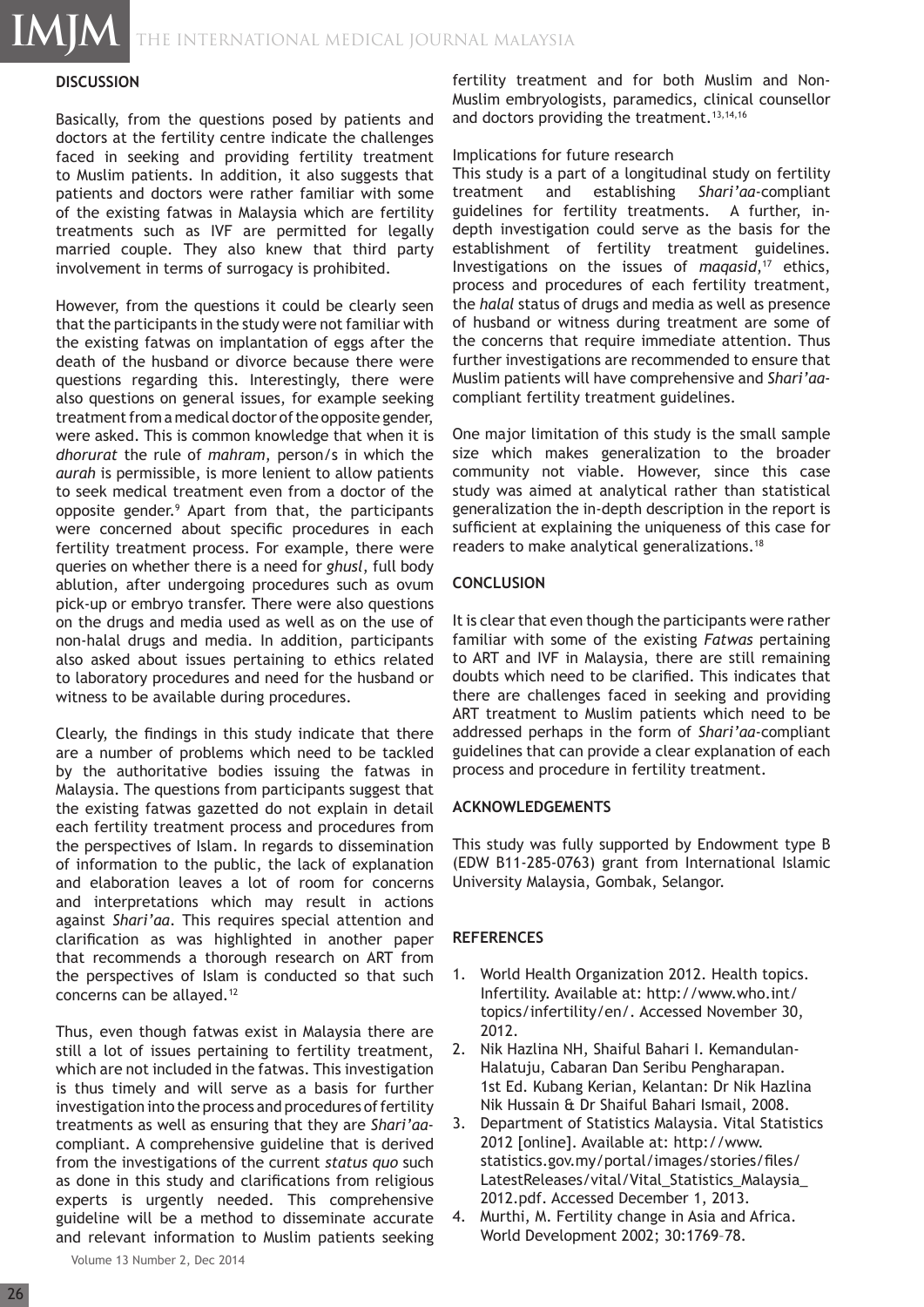## DISCUSSION

Basically, from the questions posed by patients and doctors at the fertility centre indicate the challenges faced in seeking and providing fertility treatment to Muslim patients. In addition, it also suggests that patients and doctors were rather familiar with some of the existing fatwas in Malaysia which are fertility treatments such as IVF are permitted for legally married couple. They also knew that third party involvement in terms of surrogacy is prohibited.

However, from the questions it could be clearly seen that the participants in the study were not familiar with the existing fatwas on implantation of eggs after the death of the husband or divorce because there were questions regarding this. Interestingly, there were also questions on general issues, for example seeking treatment from a medical doctor of the opposite gender, were asked. This is common knowledge that when it is *dhorurat* the rule of *mahram*, person/s in which the *aurah* is permissible, is more lenient to allow patients to seek medical treatment even from a doctor of the opposite gender.[9] Apart from that, the participants were concerned about specific procedures in each fertility treatment process. For example, there were queries on whether there is a need for *ghusl*, full body ablution, after undergoing procedures such as ovum pick-up or embryo transfer. There were also questions on the drugs and media used as well as on the use of non-halal drugs and media. In addition, participants also asked about issues pertaining to ethics related to laboratory procedures and need for the husband or witness to be available during procedures.

Clearly, the findings in this study indicate that there are a number of problems which need to be tackled by the authoritative bodies issuing the fatwas in Malaysia. The questions from participants suggest that the existing fatwas gazetted do not explain in detail each fertility treatment process and procedures from the perspectives of Islam. In regards to dissemination of information to the public, the lack of explanation and elaboration leaves a lot of room for concerns and interpretations which may result in actions against *Shari'aa*. This requires special attention and clarification as was highlighted in another paper that recommends a thorough research on ART from the perspectives of Islam is conducted so that such concerns can be allayed.[12]

Thus, even though fatwas exist in Malaysia there are still a lot of issues pertaining to fertility treatment, which are not included in the fatwas. This investigation is thus timely and will serve as a basis for further investigation into the process and procedures of fertility treatments as well as ensuring that they are *Shari'aa*-compliant. A comprehensive guideline that is derived from the investigations of the current *status quo* such as done in this study and clarifications from religious experts is urgently needed. This comprehensive guideline will be a method to disseminate accurate and relevant information to Muslim patients seeking fertility treatment and for both Muslim and Non-Muslim embryologists, paramedics, clinical counsellor and doctors providing the treatment.[13,14,16]

Implications for future research

This study is a part of a longitudinal study on fertility treatment and establishing *Shari'aa*-compliant guidelines for fertility treatments. A further, in-depth investigation could serve as the basis for the establishment of fertility treatment guidelines. Investigations on the issues of *maqasid*,[17] ethics, process and procedures of each fertility treatment, the *halal* status of drugs and media as well as presence of husband or witness during treatment are some of the concerns that require immediate attention. Thus further investigations are recommended to ensure that Muslim patients will have comprehensive and *Shari'aa*-compliant fertility treatment guidelines.

One major limitation of this study is the small sample size which makes generalization to the broader community not viable. However, since this case study was aimed at analytical rather than statistical generalization the in-depth description in the report is sufficient at explaining the uniqueness of this case for readers to make analytical generalizations.[18]

## CONCLUSION

It is clear that even though the participants were rather familiar with some of the existing *Fatwas* pertaining to ART and IVF in Malaysia, there are still remaining doubts which need to be clarified. This indicates that there are challenges faced in seeking and providing ART treatment to Muslim patients which need to be addressed perhaps in the form of *Shari'aa*-compliant guidelines that can provide a clear explanation of each process and procedure in fertility treatment.

## ACKNOWLEDGEMENTS

This study was fully supported by Endowment type B (EDW B11-285-0763) grant from International Islamic University Malaysia, Gombak, Selangor.

## REFERENCES

1. World Health Organization 2012. Health topics. Infertility. Available at: http://www.who.int/topics/infertility/en/. Accessed November 30, 2012.
2. Nik Hazlina NH, Shaiful Bahari I. Kemandulan-Halatuju, Cabaran Dan Seribu Pengharapan. 1st Ed. Kubang Kerian, Kelantan: Dr Nik Hazlina Nik Hussain & Dr Shaiful Bahari Ismail, 2008.
3. Department of Statistics Malaysia. Vital Statistics 2012 [online]. Available at: http://www.statistics.gov.my/portal/images/stories/files/LatestReleases/vital/Vital_Statistics_Malaysia_2012.pdf. Accessed December 1, 2013.
4. Murthi, M. Fertility change in Asia and Africa. World Development 2002; 30:1769–78.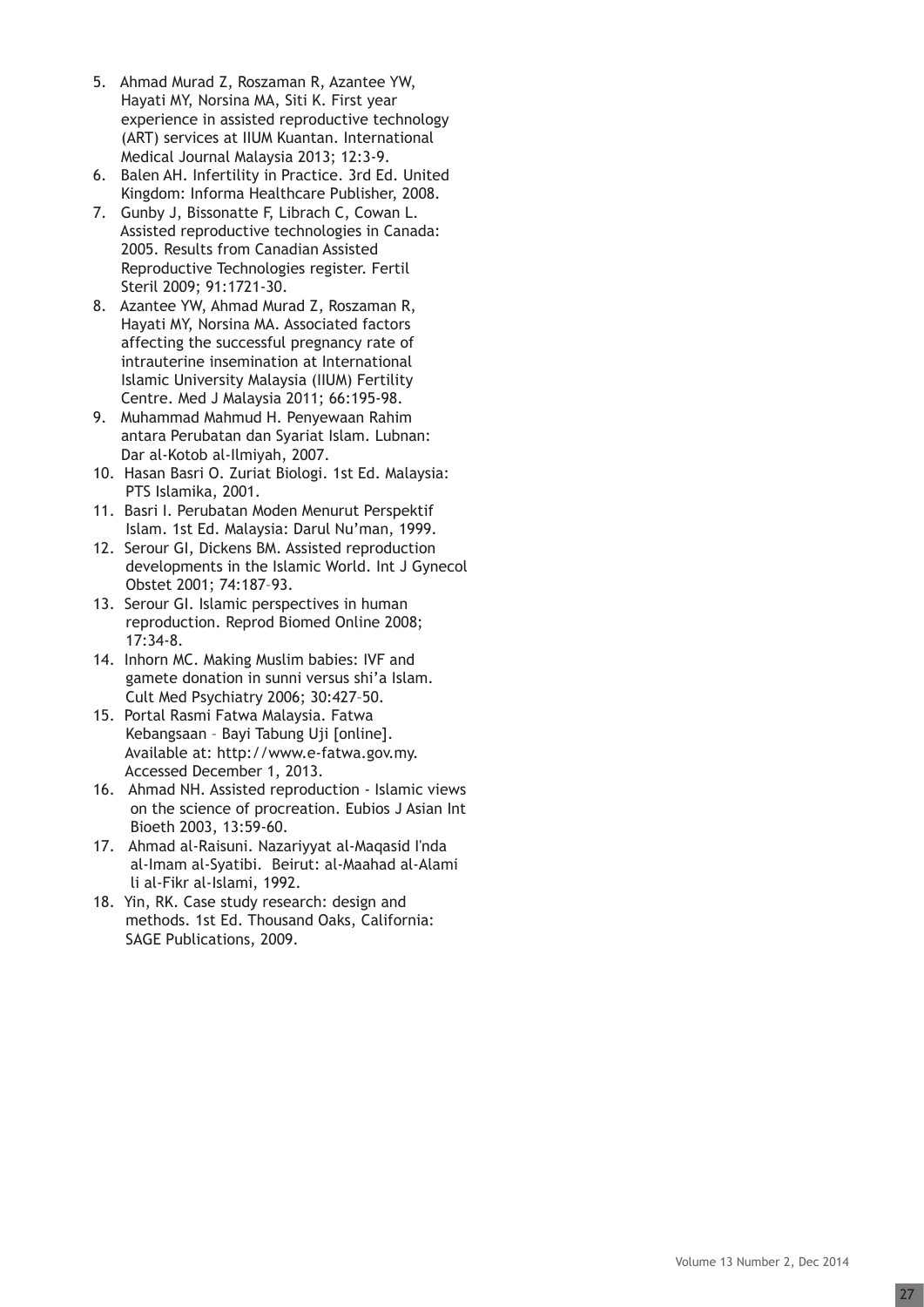5. Ahmad Murad Z, Roszaman R, Azantee YW, Hayati MY, Norsina MA, Siti K. First year experience in assisted reproductive technology (ART) services at IIUM Kuantan. International Medical Journal Malaysia 2013; 12:3-9.
6. Balen AH. Infertility in Practice. 3rd Ed. United Kingdom: Informa Healthcare Publisher, 2008.
7. Gunby J, Bissonatte F, Librach C, Cowan L. Assisted reproductive technologies in Canada: 2005. Results from Canadian Assisted Reproductive Technologies register. Fertil Steril 2009; 91:1721-30.
8. Azantee YW, Ahmad Murad Z, Roszaman R, Hayati MY, Norsina MA. Associated factors affecting the successful pregnancy rate of intrauterine insemination at International Islamic University Malaysia (IIUM) Fertility Centre. Med J Malaysia 2011; 66:195-98.
9. Muhammad Mahmud H. Penyewaan Rahim antara Perubatan dan Syariat Islam. Lubnan: Dar al-Kotob al-Ilmiyah, 2007.
10. Hasan Basri O. Zuriat Biologi. 1st Ed. Malaysia: PTS Islamika, 2001.
11. Basri I. Perubatan Moden Menurut Perspektif Islam. 1st Ed. Malaysia: Darul Nu'man, 1999.
12. Serour GI, Dickens BM. Assisted reproduction developments in the Islamic World. Int J Gynecol Obstet 2001; 74:187–93.
13. Serour GI. Islamic perspectives in human reproduction. Reprod Biomed Online 2008; 17:34-8.
14. Inhorn MC. Making Muslim babies: IVF and gamete donation in sunni versus shi'a Islam. Cult Med Psychiatry 2006; 30:427–50.
15. Portal Rasmi Fatwa Malaysia. Fatwa Kebangsaan – Bayi Tabung Uji [online]. Available at: http://www.e-fatwa.gov.my. Accessed December 1, 2013.
16. Ahmad NH. Assisted reproduction - Islamic views on the science of procreation. Eubios J Asian Int Bioeth 2003, 13:59-60.
17. Ahmad al-Raisuni. Nazariyyat al-Maqasid I'nda al-Imam al-Syatibi. Beirut: al-Maahad al-Alami li al-Fikr al-Islami, 1992.
18. Yin, RK. Case study research: design and methods. 1st Ed. Thousand Oaks, California: SAGE Publications, 2009.